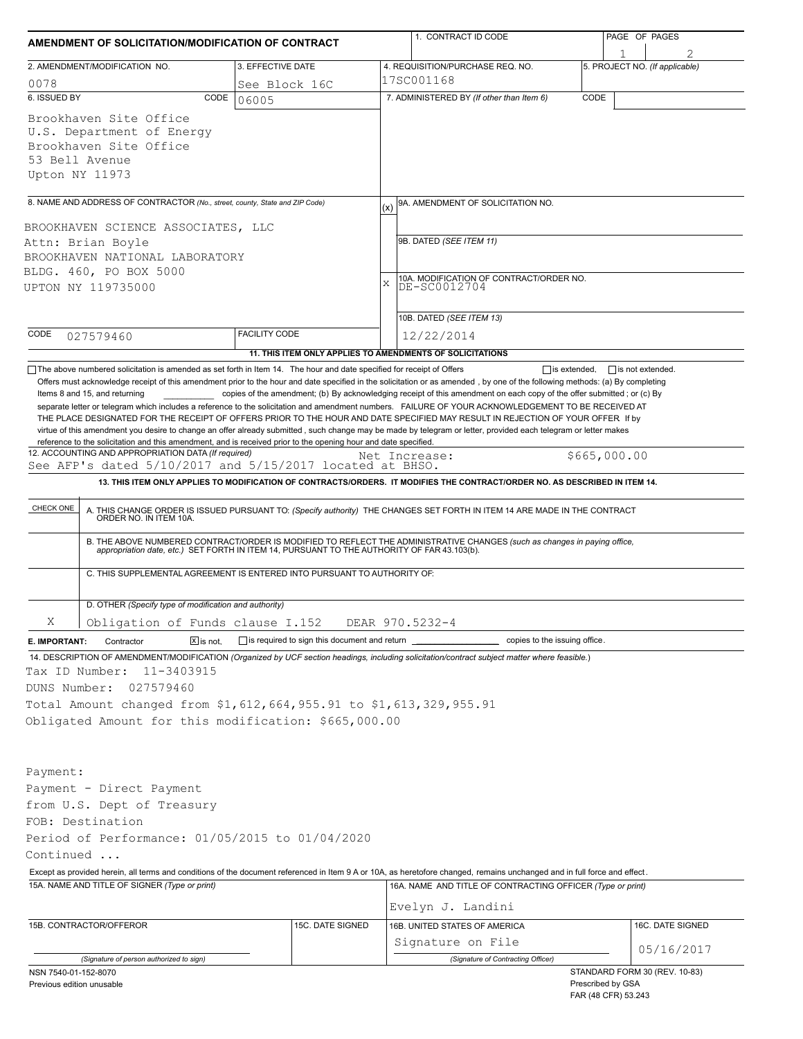# AMENDMENT OF SOLICITATION/MODIFICATION OF CONTRACT

| 1. CONTRACT ID CODE | PAGE OF PAGES |
|---|---|
| | 1 / 2 |

| 2. AMENDMENT/MODIFICATION NO. | 3. EFFECTIVE DATE | 4. REQUISITION/PURCHASE REQ. NO. | 5. PROJECT NO. (If applicable) |
|---|---|---|---|
| 0078 | See Block 16C | 17SC001168 | |

**6. ISSUED BY** CODE 06005

Brookhaven Site Office
U.S. Department of Energy
Brookhaven Site Office
53 Bell Avenue
Upton NY 11973

**7. ADMINISTERED BY** (If other than Item 6) CODE

**8. NAME AND ADDRESS OF CONTRACTOR** (No., street, county, State and ZIP Code)

BROOKHAVEN SCIENCE ASSOCIATES, LLC
Attn: Brian Boyle
BROOKHAVEN NATIONAL LABORATORY
BLDG. 460, PO BOX 5000
UPTON NY 119735000

CODE 027579460 FACILITY CODE

(x) 9A. AMENDMENT OF SOLICITATION NO.

9B. DATED (SEE ITEM 11)

X 10A. MODIFICATION OF CONTRACT/ORDER NO.
DE-SC0012704

10B. DATED (SEE ITEM 13)
12/22/2014

**11. THIS ITEM ONLY APPLIES TO AMENDMENTS OF SOLICITATIONS**

☐ The above numbered solicitation is amended as set forth in Item 14. The hour and date specified for receipt of Offers ☐ is extended, ☐ is not extended.

Offers must acknowledge receipt of this amendment prior to the hour and date specified in the solicitation or as amended, by one of the following methods: (a) By completing Items 8 and 15, and returning __________ copies of the amendment; (b) By acknowledging receipt of this amendment on each copy of the offer submitted ; or (c) By separate letter or telegram which includes a reference to the solicitation and amendment numbers. FAILURE OF YOUR ACKNOWLEDGEMENT TO BE RECEIVED AT THE PLACE DESIGNATED FOR THE RECEIPT OF OFFERS PRIOR TO THE HOUR AND DATE SPECIFIED MAY RESULT IN REJECTION OF YOUR OFFER If by virtue of this amendment you desire to change an offer already submitted , such change may be made by telegram or letter, provided each telegram or letter makes reference to the solicitation and this amendment, and is received prior to the opening hour and date specified.

**12. ACCOUNTING AND APPROPRIATION DATA** (If required)
See AFP's dated 5/10/2017 and 5/15/2017 located at BHSO. Net Increase: $665,000.00

**13. THIS ITEM ONLY APPLIES TO MODIFICATION OF CONTRACTS/ORDERS. IT MODIFIES THE CONTRACT/ORDER NO. AS DESCRIBED IN ITEM 14.**

| CHECK ONE | |
|---|---|
| | A. THIS CHANGE ORDER IS ISSUED PURSUANT TO: (Specify authority) THE CHANGES SET FORTH IN ITEM 14 ARE MADE IN THE CONTRACT ORDER NO. IN ITEM 10A. |
| | B. THE ABOVE NUMBERED CONTRACT/ORDER IS MODIFIED TO REFLECT THE ADMINISTRATIVE CHANGES (such as changes in paying office, appropriation date, etc.) SET FORTH IN ITEM 14, PURSUANT TO THE AUTHORITY OF FAR 43.103(b). |
| | C. THIS SUPPLEMENTAL AGREEMENT IS ENTERED INTO PURSUANT TO AUTHORITY OF: |
| X | D. OTHER (Specify type of modification and authority) Obligation of Funds clause I.152 DEAR 970.5232-4 |

**E. IMPORTANT:** Contractor ☒ is not, ☐ is required to sign this document and return __________ copies to the issuing office.

**14. DESCRIPTION OF AMENDMENT/MODIFICATION** (Organized by UCF section headings, including solicitation/contract subject matter where feasible.)

Tax ID Number: 11-3403915
DUNS Number: 027579460
Total Amount changed from $1,612,664,955.91 to $1,613,329,955.91
Obligated Amount for this modification: $665,000.00

Payment:
Payment - Direct Payment
from U.S. Dept of Treasury
FOB: Destination
Period of Performance: 01/05/2015 to 01/04/2020
Continued ...

Except as provided herein, all terms and conditions of the document referenced in Item 9 A or 10A, as heretofore changed, remains unchanged and in full force and effect.

| 15A. NAME AND TITLE OF SIGNER (Type or print) | | 16A. NAME AND TITLE OF CONTRACTING OFFICER (Type or print) | |
|---|---|---|---|
| | | Evelyn J. Landini | |
| 15B. CONTRACTOR/OFFEROR | 15C. DATE SIGNED | 16B. UNITED STATES OF AMERICA | 16C. DATE SIGNED |
| (Signature of person authorized to sign) | | Signature on File (Signature of Contracting Officer) | 05/16/2017 |

NSN 7540-01-152-8070
Previous edition unusable

STANDARD FORM 30 (REV. 10-83)
Prescribed by GSA
FAR (48 CFR) 53.243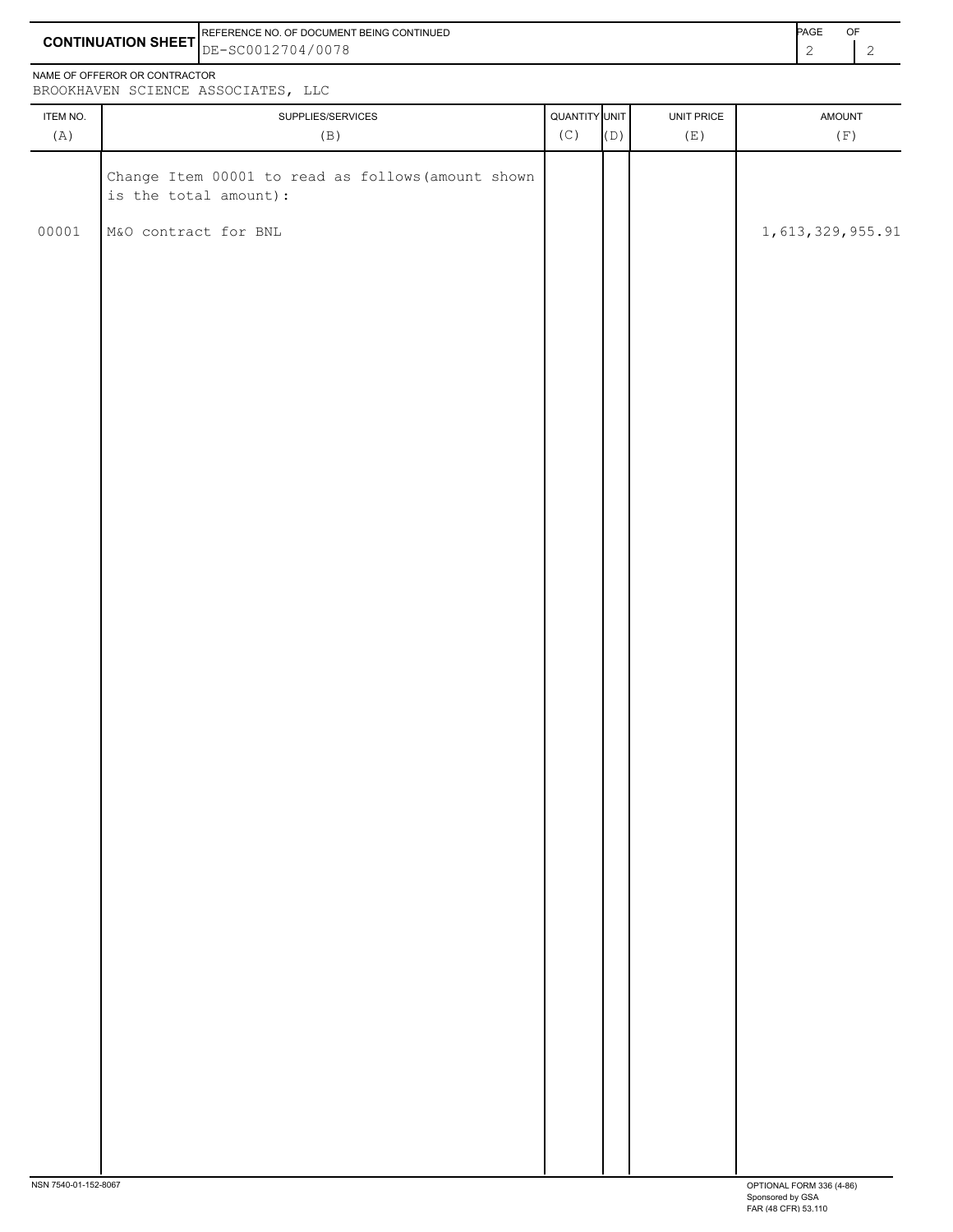**CONTINUATION SHEET**

REFERENCE NO. OF DOCUMENT BEING CONTINUED
DE-SC0012704/0078

NAME OF OFFEROR OR CONTRACTOR
BROOKHAVEN SCIENCE ASSOCIATES, LLC

| ITEM NO. (A) | SUPPLIES/SERVICES (B) | QUANTITY (C) | UNIT (D) | UNIT PRICE (E) | AMOUNT (F) |
|---|---|---|---|---|---|
| | Change Item 00001 to read as follows(amount shown is the total amount): | | | | |
| 00001 | M&O contract for BNL | | | | 1,613,329,955.91 |

NSN 7540-01-152-8067

OPTIONAL FORM 336 (4-86)
Sponsored by GSA
FAR (48 CFR) 53.110